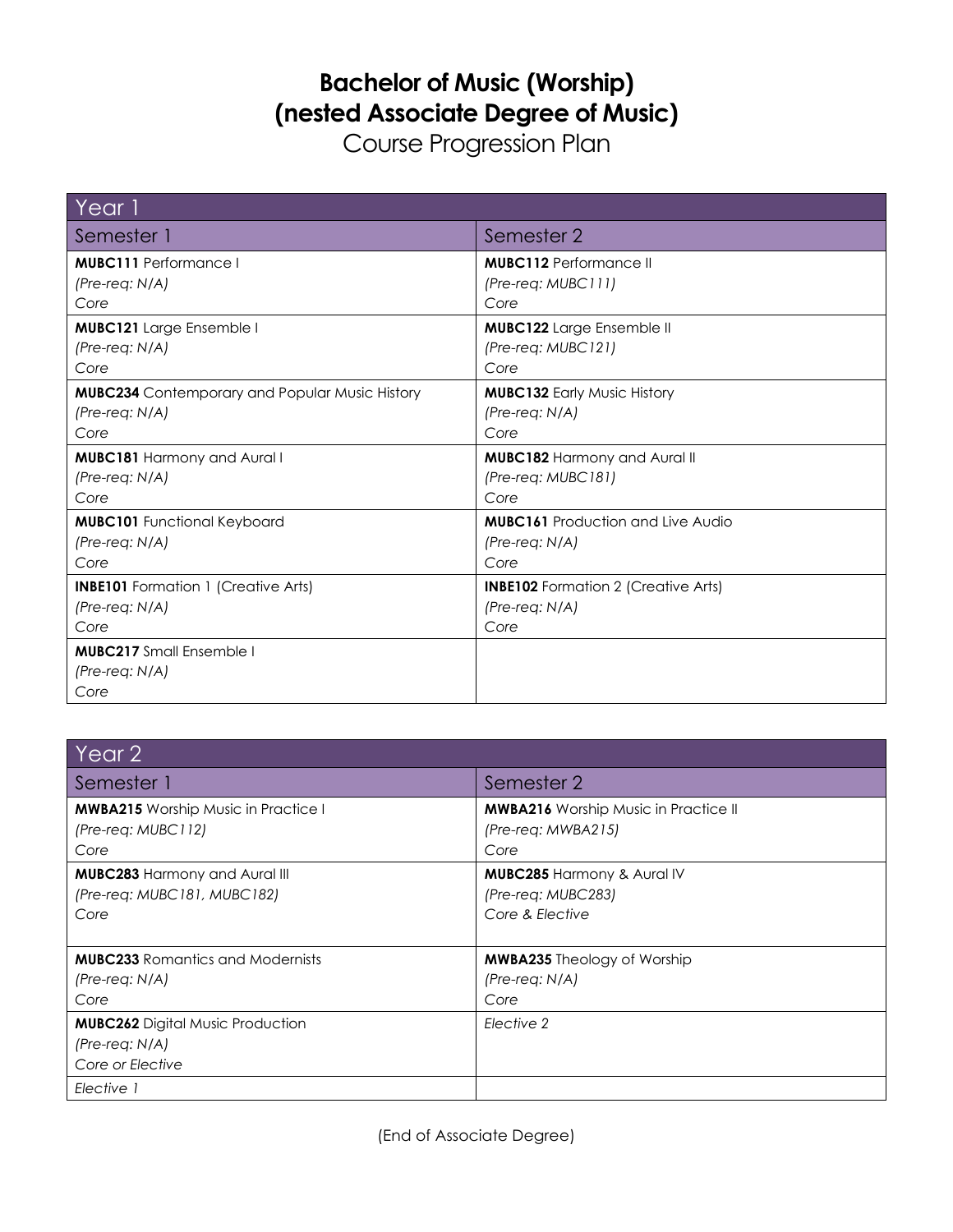# Bachelor of Music (Worship)
# (nested Associate Degree of Music)

## Course Progression Plan

| Year 1 | |
|---|---|
| **Semester 1** | **Semester 2** |
| **MUBC111** Performance I<br>*(Pre-req: N/A)*<br>Core | **MUBC112** Performance II<br>*(Pre-req: MUBC111)*<br>Core |
| **MUBC121** Large Ensemble I<br>*(Pre-req: N/A)*<br>Core | **MUBC122** Large Ensemble II<br>*(Pre-req: MUBC121)*<br>Core |
| **MUBC234** Contemporary and Popular Music History<br>*(Pre-req: N/A)*<br>Core | **MUBC132** Early Music History<br>*(Pre-req: N/A)*<br>Core |
| **MUBC181** Harmony and Aural I<br>*(Pre-req: N/A)*<br>Core | **MUBC182** Harmony and Aural II<br>*(Pre-req: MUBC181)*<br>Core |
| **MUBC101** Functional Keyboard<br>*(Pre-req: N/A)*<br>Core | **MUBC161** Production and Live Audio<br>*(Pre-req: N/A)*<br>Core |
| **INBE101** Formation 1 (Creative Arts)<br>*(Pre-req: N/A)*<br>Core | **INBE102** Formation 2 (Creative Arts)<br>*(Pre-req: N/A)*<br>Core |
| **MUBC217** Small Ensemble I<br>*(Pre-req: N/A)*<br>Core | |

| Year 2 | |
|---|---|
| **Semester 1** | **Semester 2** |
| **MWBA215** Worship Music in Practice I<br>*(Pre-req: MUBC112)*<br>Core | **MWBA216** Worship Music in Practice II<br>*(Pre-req: MWBA215)*<br>Core |
| **MUBC283** Harmony and Aural III<br>*(Pre-req: MUBC181, MUBC182)*<br>Core | **MUBC285** Harmony & Aural IV<br>*(Pre-req: MUBC283)*<br>Core & Elective |
| **MUBC233** Romantics and Modernists<br>*(Pre-req: N/A)*<br>Core | **MWBA235** Theology of Worship<br>*(Pre-req: N/A)*<br>Core |
| **MUBC262** Digital Music Production<br>*(Pre-req: N/A)*<br>Core or Elective | *Elective 2* |
| *Elective 1* | |

(End of Associate Degree)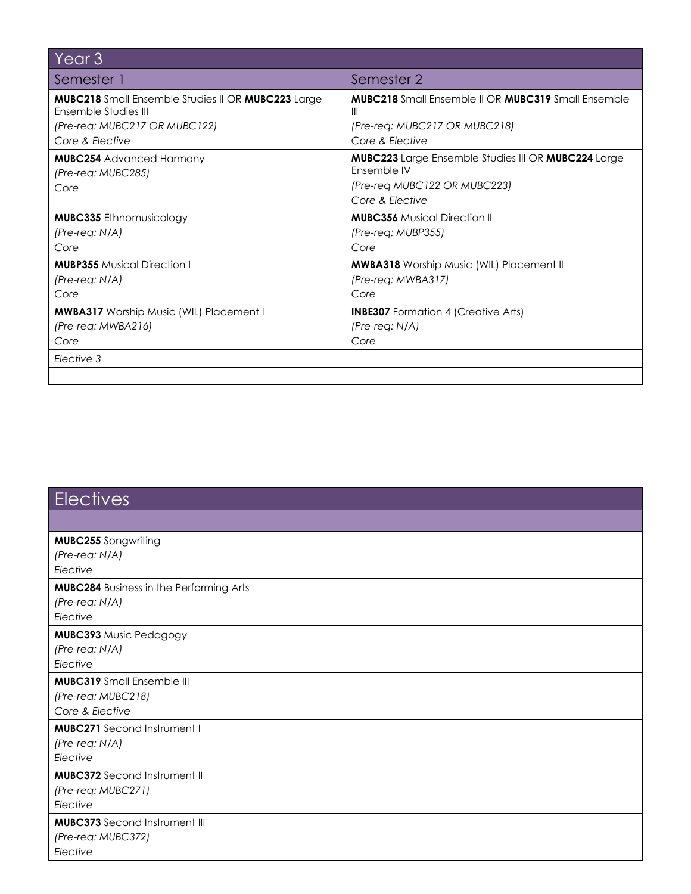## Year 3

| Semester 1 | Semester 2 |
|---|---|
| **MUBC218** Small Ensemble Studies II OR **MUBC223** Large Ensemble Studies III<br>*(Pre-req: MUBC217 OR MUBC122)*<br>*Core & Elective* | **MUBC218** Small Ensemble II OR **MUBC319** Small Ensemble III<br>*(Pre-req: MUBC217 OR MUBC218)*<br>*Core & Elective* |
| **MUBC254** Advanced Harmony<br>*(Pre-req: MUBC285)*<br>*Core* | **MUBC223** Large Ensemble Studies III OR **MUBC224** Large Ensemble IV<br>*(Pre-req MUBC122 OR MUBC223)*<br>*Core & Elective* |
| **MUBC335** Ethnomusicology<br>*(Pre-req: N/A)*<br>*Core* | **MUBC356** Musical Direction II<br>*(Pre-req: MUBP355)*<br>*Core* |
| **MUBP355** Musical Direction I<br>*(Pre-req: N/A)*<br>*Core* | **MWBA318** Worship Music (WIL) Placement II<br>*(Pre-req: MWBA317)*<br>*Core* |
| **MWBA317** Worship Music (WIL) Placement I<br>*(Pre-req: MWBA216)*<br>*Core* | **INBE307** Formation 4 (Creative Arts)<br>*(Pre-req: N/A)*<br>*Core* |
| *Elective 3* | |
| | |

## Electives

| |
|---|
| **MUBC255** Songwriting<br>*(Pre-req: N/A)*<br>*Elective* |
| **MUBC284** Business in the Performing Arts<br>*(Pre-req: N/A)*<br>*Elective* |
| **MUBC393** Music Pedagogy<br>*(Pre-req: N/A)*<br>*Elective* |
| **MUBC319** Small Ensemble III<br>*(Pre-req: MUBC218)*<br>*Core & Elective* |
| **MUBC271** Second Instrument I<br>*(Pre-req: N/A)*<br>*Elective* |
| **MUBC372** Second Instrument II<br>*(Pre-req: MUBC271)*<br>*Elective* |
| **MUBC373** Second Instrument III<br>*(Pre-req: MUBC372)*<br>*Elective* |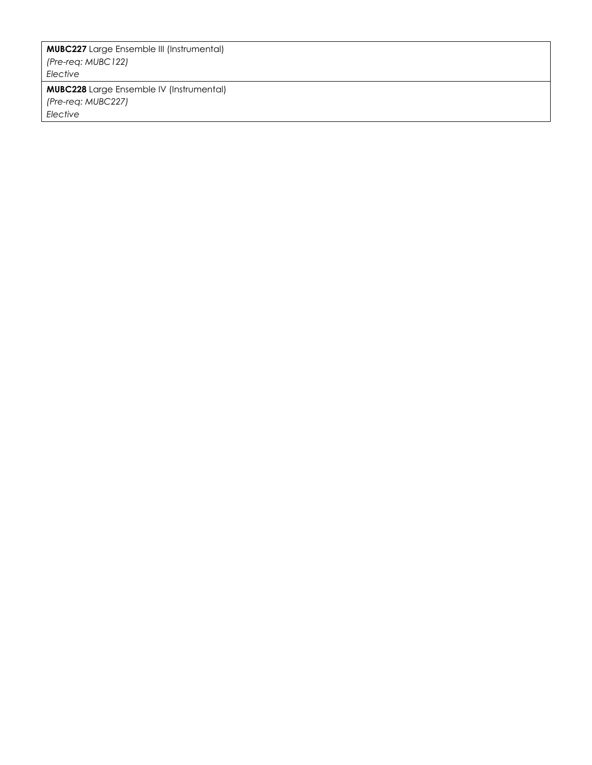| |
|---|
| **MUBC227** Large Ensemble III (Instrumental)<br>*(Pre-req: MUBC122)*<br>*Elective* |
| **MUBC228** Large Ensemble IV (Instrumental)<br>*(Pre-req: MUBC227)*<br>*Elective* |